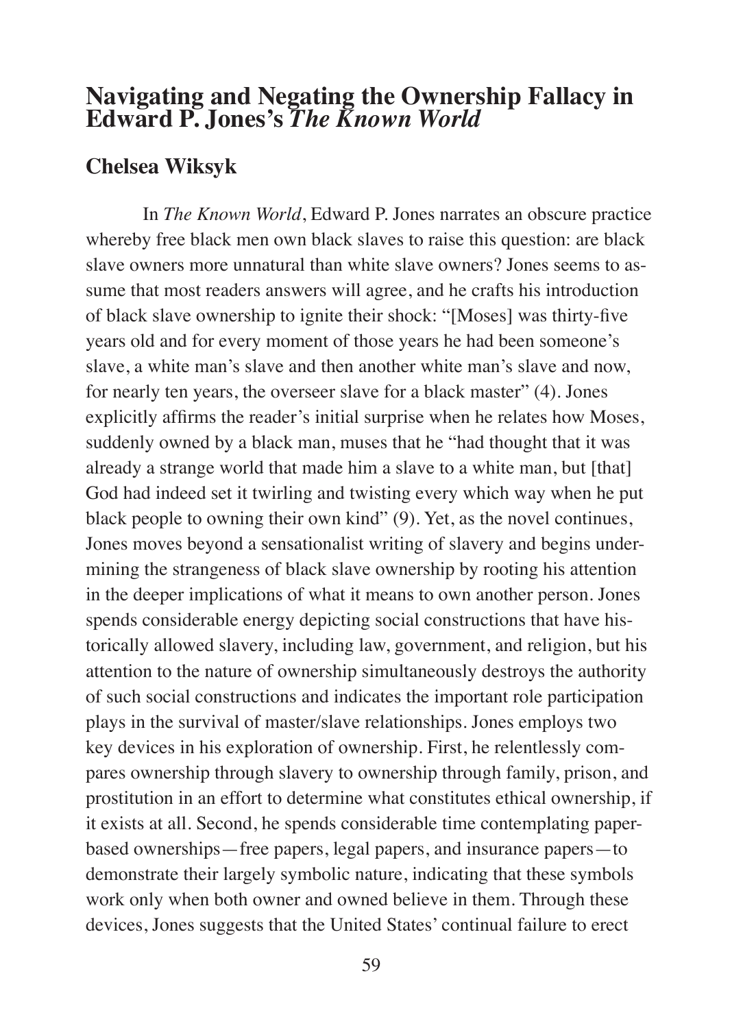# Navigating and Negating the Ownership Fallacy in Edward P. Jones's *The Known World*

## Chelsea Wiksyk

In *The Known World*, Edward P. Jones narrates an obscure practice whereby free black men own black slaves to raise this question: are black slave owners more unnatural than white slave owners? Jones seems to assume that most readers answers will agree, and he crafts his introduction of black slave ownership to ignite their shock: "[Moses] was thirty-five years old and for every moment of those years he had been someone's slave, a white man's slave and then another white man's slave and now, for nearly ten years, the overseer slave for a black master" (4). Jones explicitly affirms the reader's initial surprise when he relates how Moses, suddenly owned by a black man, muses that he "had thought that it was already a strange world that made him a slave to a white man, but [that] God had indeed set it twirling and twisting every which way when he put black people to owning their own kind" (9). Yet, as the novel continues, Jones moves beyond a sensationalist writing of slavery and begins undermining the strangeness of black slave ownership by rooting his attention in the deeper implications of what it means to own another person. Jones spends considerable energy depicting social constructions that have historically allowed slavery, including law, government, and religion, but his attention to the nature of ownership simultaneously destroys the authority of such social constructions and indicates the important role participation plays in the survival of master/slave relationships. Jones employs two key devices in his exploration of ownership. First, he relentlessly compares ownership through slavery to ownership through family, prison, and prostitution in an effort to determine what constitutes ethical ownership, if it exists at all. Second, he spends considerable time contemplating paper-based ownerships—free papers, legal papers, and insurance papers—to demonstrate their largely symbolic nature, indicating that these symbols work only when both owner and owned believe in them. Through these devices, Jones suggests that the United States' continual failure to erect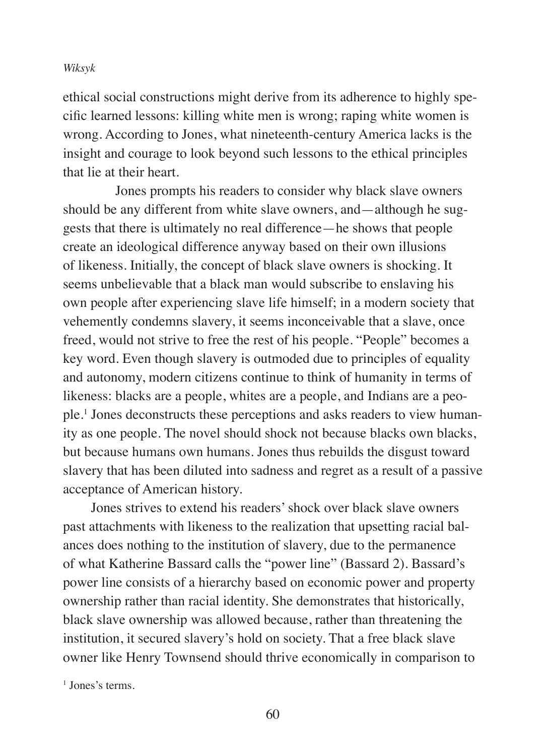ethical social constructions might derive from its adherence to highly specific learned lessons: killing white men is wrong; raping white women is wrong. According to Jones, what nineteenth-century America lacks is the insight and courage to look beyond such lessons to the ethical principles that lie at their heart.

Jones prompts his readers to consider why black slave owners should be any different from white slave owners, and—although he suggests that there is ultimately no real difference—he shows that people create an ideological difference anyway based on their own illusions of likeness. Initially, the concept of black slave owners is shocking. It seems unbelievable that a black man would subscribe to enslaving his own people after experiencing slave life himself; in a modern society that vehemently condemns slavery, it seems inconceivable that a slave, once freed, would not strive to free the rest of his people. "People" becomes a key word. Even though slavery is outmoded due to principles of equality and autonomy, modern citizens continue to think of humanity in terms of likeness: blacks are a people, whites are a people, and Indians are a people.[1] Jones deconstructs these perceptions and asks readers to view humanity as one people. The novel should shock not because blacks own blacks, but because humans own humans. Jones thus rebuilds the disgust toward slavery that has been diluted into sadness and regret as a result of a passive acceptance of American history.

Jones strives to extend his readers' shock over black slave owners past attachments with likeness to the realization that upsetting racial balances does nothing to the institution of slavery, due to the permanence of what Katherine Bassard calls the "power line" (Bassard 2). Bassard's power line consists of a hierarchy based on economic power and property ownership rather than racial identity. She demonstrates that historically, black slave ownership was allowed because, rather than threatening the institution, it secured slavery's hold on society. That a free black slave owner like Henry Townsend should thrive economically in comparison to

[1] Jones's terms.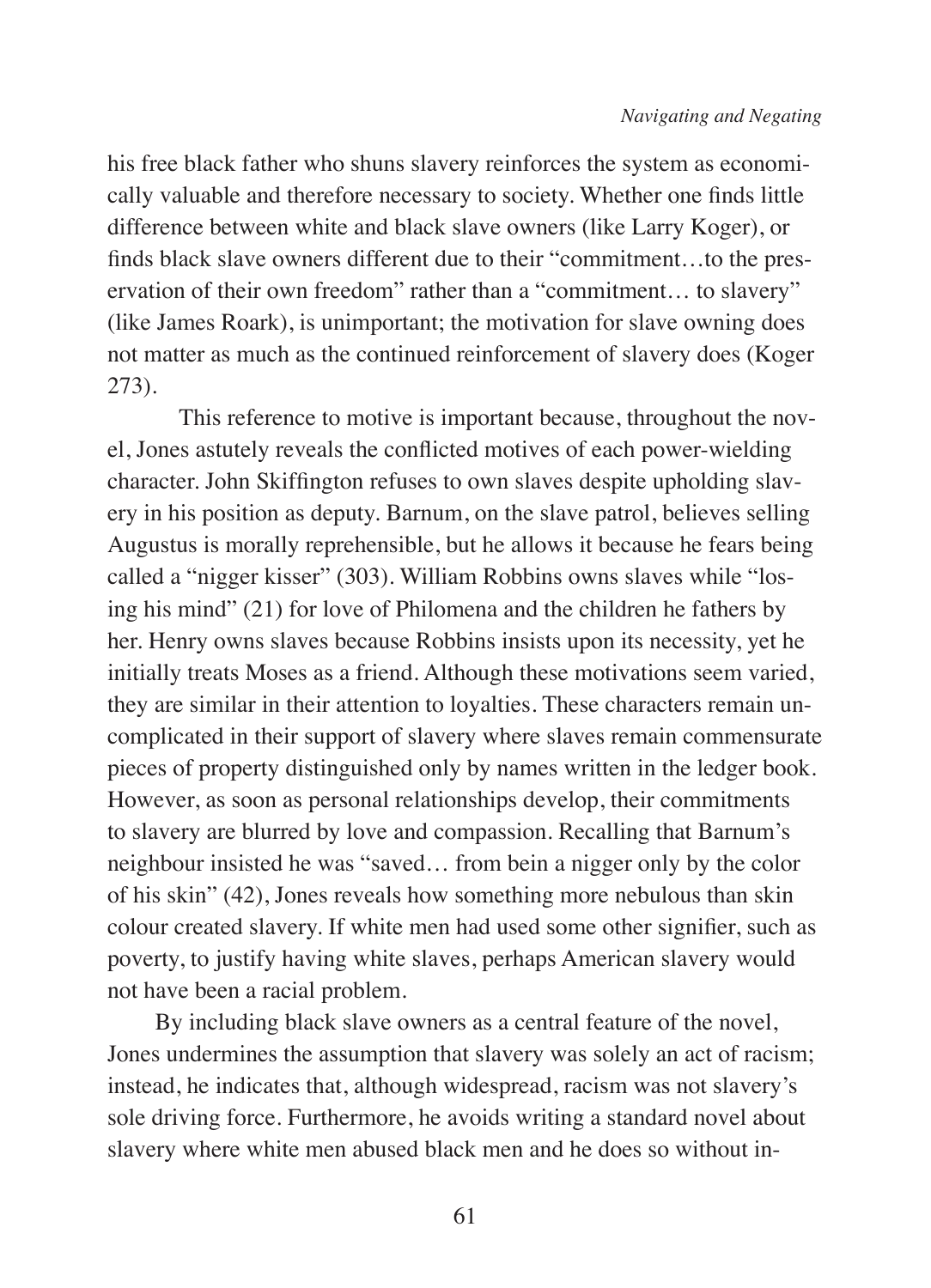his free black father who shuns slavery reinforces the system as economically valuable and therefore necessary to society. Whether one finds little difference between white and black slave owners (like Larry Koger), or finds black slave owners different due to their "commitment…to the preservation of their own freedom" rather than a "commitment… to slavery" (like James Roark), is unimportant; the motivation for slave owning does not matter as much as the continued reinforcement of slavery does (Koger 273).

This reference to motive is important because, throughout the novel, Jones astutely reveals the conflicted motives of each power-wielding character. John Skiffington refuses to own slaves despite upholding slavery in his position as deputy. Barnum, on the slave patrol, believes selling Augustus is morally reprehensible, but he allows it because he fears being called a "nigger kisser" (303). William Robbins owns slaves while "losing his mind" (21) for love of Philomena and the children he fathers by her. Henry owns slaves because Robbins insists upon its necessity, yet he initially treats Moses as a friend. Although these motivations seem varied, they are similar in their attention to loyalties. These characters remain uncomplicated in their support of slavery where slaves remain commensurate pieces of property distinguished only by names written in the ledger book. However, as soon as personal relationships develop, their commitments to slavery are blurred by love and compassion. Recalling that Barnum's neighbour insisted he was "saved… from bein a nigger only by the color of his skin" (42), Jones reveals how something more nebulous than skin colour created slavery. If white men had used some other signifier, such as poverty, to justify having white slaves, perhaps American slavery would not have been a racial problem.

By including black slave owners as a central feature of the novel, Jones undermines the assumption that slavery was solely an act of racism; instead, he indicates that, although widespread, racism was not slavery's sole driving force. Furthermore, he avoids writing a standard novel about slavery where white men abused black men and he does so without in-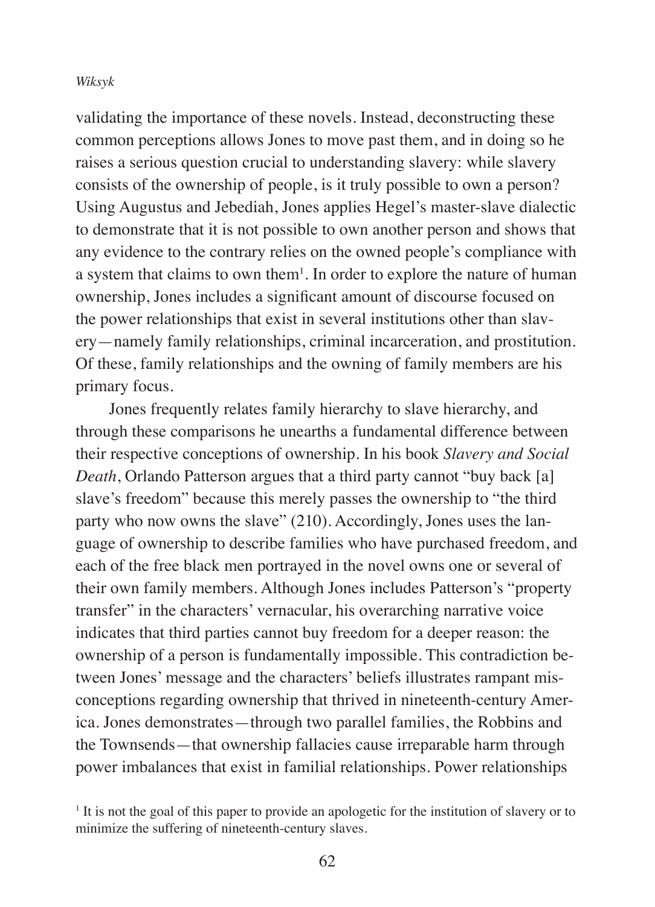validating the importance of these novels. Instead, deconstructing these common perceptions allows Jones to move past them, and in doing so he raises a serious question crucial to understanding slavery: while slavery consists of the ownership of people, is it truly possible to own a person? Using Augustus and Jebediah, Jones applies Hegel's master-slave dialectic to demonstrate that it is not possible to own another person and shows that any evidence to the contrary relies on the owned people's compliance with a system that claims to own them[1]. In order to explore the nature of human ownership, Jones includes a significant amount of discourse focused on the power relationships that exist in several institutions other than slavery—namely family relationships, criminal incarceration, and prostitution. Of these, family relationships and the owning of family members are his primary focus.

Jones frequently relates family hierarchy to slave hierarchy, and through these comparisons he unearths a fundamental difference between their respective conceptions of ownership. In his book *Slavery and Social Death*, Orlando Patterson argues that a third party cannot "buy back [a] slave's freedom" because this merely passes the ownership to "the third party who now owns the slave" (210). Accordingly, Jones uses the language of ownership to describe families who have purchased freedom, and each of the free black men portrayed in the novel owns one or several of their own family members. Although Jones includes Patterson's "property transfer" in the characters' vernacular, his overarching narrative voice indicates that third parties cannot buy freedom for a deeper reason: the ownership of a person is fundamentally impossible. This contradiction between Jones' message and the characters' beliefs illustrates rampant misconceptions regarding ownership that thrived in nineteenth-century America. Jones demonstrates—through two parallel families, the Robbins and the Townsends—that ownership fallacies cause irreparable harm through power imbalances that exist in familial relationships. Power relationships

[1] It is not the goal of this paper to provide an apologetic for the institution of slavery or to minimize the suffering of nineteenth-century slaves.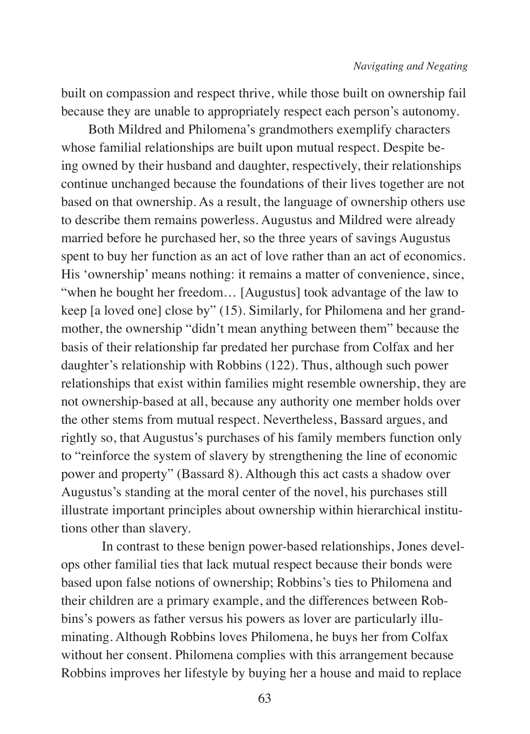built on compassion and respect thrive, while those built on ownership fail because they are unable to appropriately respect each person's autonomy.

Both Mildred and Philomena's grandmothers exemplify characters whose familial relationships are built upon mutual respect. Despite being owned by their husband and daughter, respectively, their relationships continue unchanged because the foundations of their lives together are not based on that ownership. As a result, the language of ownership others use to describe them remains powerless. Augustus and Mildred were already married before he purchased her, so the three years of savings Augustus spent to buy her function as an act of love rather than an act of economics. His 'ownership' means nothing: it remains a matter of convenience, since, "when he bought her freedom… [Augustus] took advantage of the law to keep [a loved one] close by" (15). Similarly, for Philomena and her grandmother, the ownership "didn't mean anything between them" because the basis of their relationship far predated her purchase from Colfax and her daughter's relationship with Robbins (122). Thus, although such power relationships that exist within families might resemble ownership, they are not ownership-based at all, because any authority one member holds over the other stems from mutual respect. Nevertheless, Bassard argues, and rightly so, that Augustus's purchases of his family members function only to "reinforce the system of slavery by strengthening the line of economic power and property" (Bassard 8). Although this act casts a shadow over Augustus's standing at the moral center of the novel, his purchases still illustrate important principles about ownership within hierarchical institutions other than slavery.

In contrast to these benign power-based relationships, Jones develops other familial ties that lack mutual respect because their bonds were based upon false notions of ownership; Robbins's ties to Philomena and their children are a primary example, and the differences between Robbins's powers as father versus his powers as lover are particularly illuminating. Although Robbins loves Philomena, he buys her from Colfax without her consent. Philomena complies with this arrangement because Robbins improves her lifestyle by buying her a house and maid to replace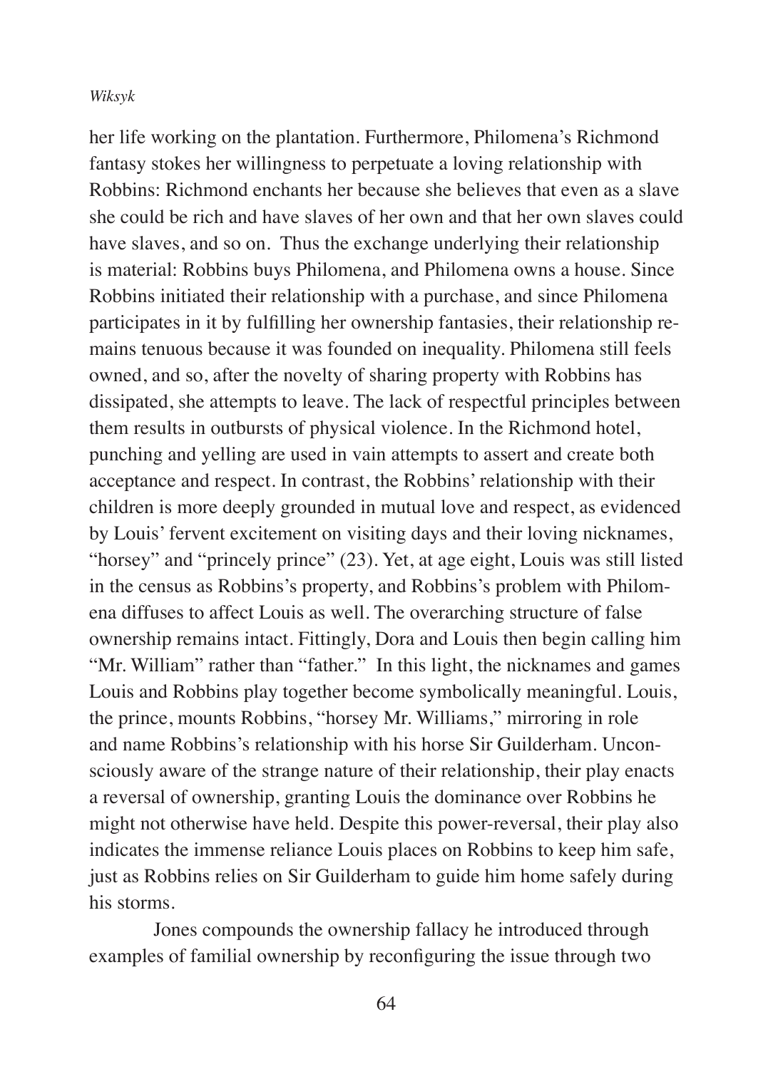her life working on the plantation. Furthermore, Philomena's Richmond fantasy stokes her willingness to perpetuate a loving relationship with Robbins: Richmond enchants her because she believes that even as a slave she could be rich and have slaves of her own and that her own slaves could have slaves, and so on. Thus the exchange underlying their relationship is material: Robbins buys Philomena, and Philomena owns a house. Since Robbins initiated their relationship with a purchase, and since Philomena participates in it by fulfilling her ownership fantasies, their relationship remains tenuous because it was founded on inequality. Philomena still feels owned, and so, after the novelty of sharing property with Robbins has dissipated, she attempts to leave. The lack of respectful principles between them results in outbursts of physical violence. In the Richmond hotel, punching and yelling are used in vain attempts to assert and create both acceptance and respect. In contrast, the Robbins' relationship with their children is more deeply grounded in mutual love and respect, as evidenced by Louis' fervent excitement on visiting days and their loving nicknames, "horsey" and "princely prince" (23). Yet, at age eight, Louis was still listed in the census as Robbins's property, and Robbins's problem with Philomena diffuses to affect Louis as well. The overarching structure of false ownership remains intact. Fittingly, Dora and Louis then begin calling him "Mr. William" rather than "father." In this light, the nicknames and games Louis and Robbins play together become symbolically meaningful. Louis, the prince, mounts Robbins, "horsey Mr. Williams," mirroring in role and name Robbins's relationship with his horse Sir Guilderham. Unconsciously aware of the strange nature of their relationship, their play enacts a reversal of ownership, granting Louis the dominance over Robbins he might not otherwise have held. Despite this power-reversal, their play also indicates the immense reliance Louis places on Robbins to keep him safe, just as Robbins relies on Sir Guilderham to guide him home safely during his storms.

Jones compounds the ownership fallacy he introduced through examples of familial ownership by reconfiguring the issue through two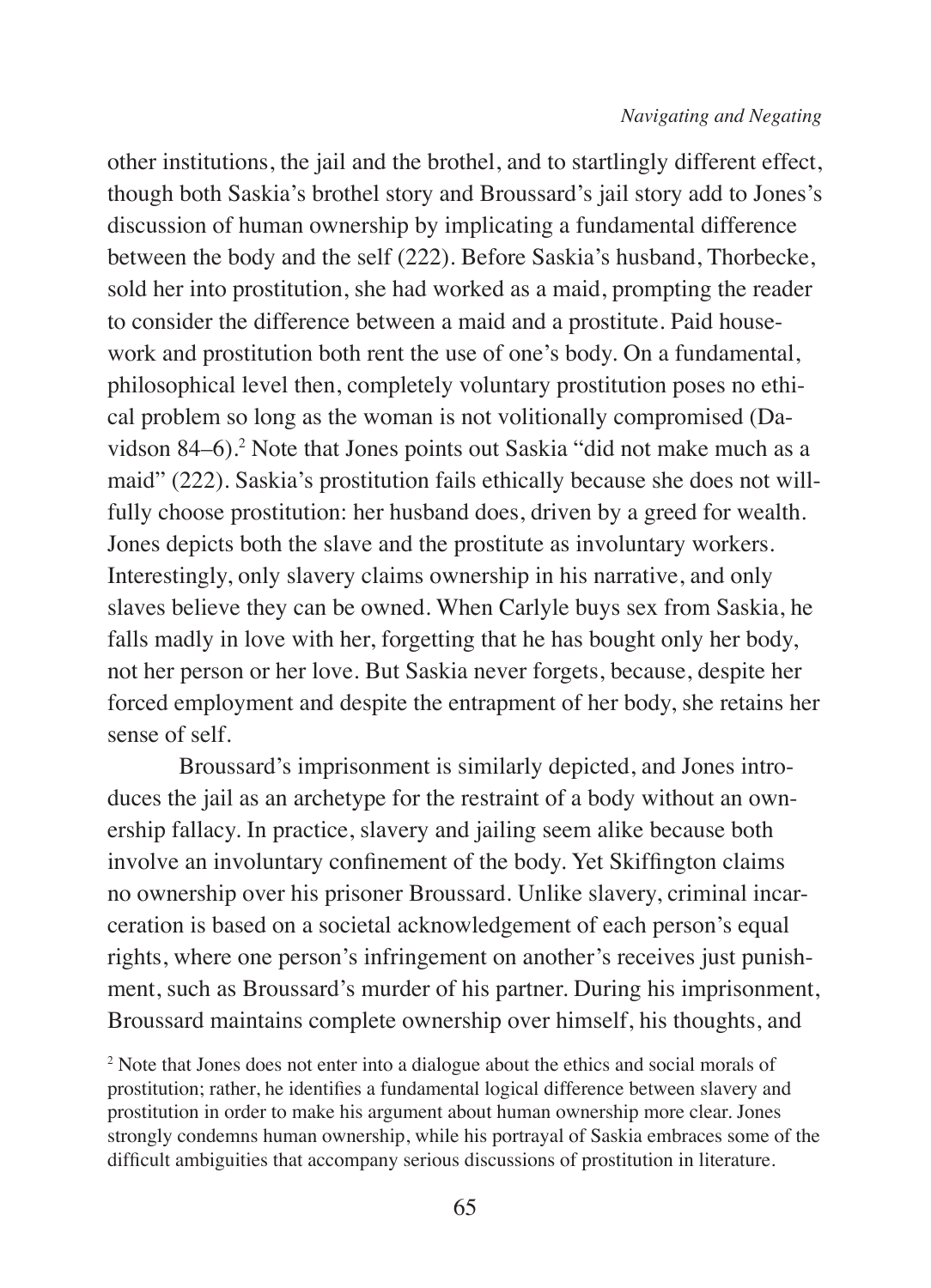other institutions, the jail and the brothel, and to startlingly different effect, though both Saskia's brothel story and Broussard's jail story add to Jones's discussion of human ownership by implicating a fundamental difference between the body and the self (222). Before Saskia's husband, Thorbecke, sold her into prostitution, she had worked as a maid, prompting the reader to consider the difference between a maid and a prostitute. Paid housework and prostitution both rent the use of one's body. On a fundamental, philosophical level then, completely voluntary prostitution poses no ethical problem so long as the woman is not volitionally compromised (Davidson 84–6).[2] Note that Jones points out Saskia "did not make much as a maid" (222). Saskia's prostitution fails ethically because she does not willfully choose prostitution: her husband does, driven by a greed for wealth. Jones depicts both the slave and the prostitute as involuntary workers. Interestingly, only slavery claims ownership in his narrative, and only slaves believe they can be owned. When Carlyle buys sex from Saskia, he falls madly in love with her, forgetting that he has bought only her body, not her person or her love. But Saskia never forgets, because, despite her forced employment and despite the entrapment of her body, she retains her sense of self.

Broussard's imprisonment is similarly depicted, and Jones introduces the jail as an archetype for the restraint of a body without an ownership fallacy. In practice, slavery and jailing seem alike because both involve an involuntary confinement of the body. Yet Skiffington claims no ownership over his prisoner Broussard. Unlike slavery, criminal incarceration is based on a societal acknowledgement of each person's equal rights, where one person's infringement on another's receives just punishment, such as Broussard's murder of his partner. During his imprisonment, Broussard maintains complete ownership over himself, his thoughts, and

[2] Note that Jones does not enter into a dialogue about the ethics and social morals of prostitution; rather, he identifies a fundamental logical difference between slavery and prostitution in order to make his argument about human ownership more clear. Jones strongly condemns human ownership, while his portrayal of Saskia embraces some of the difficult ambiguities that accompany serious discussions of prostitution in literature.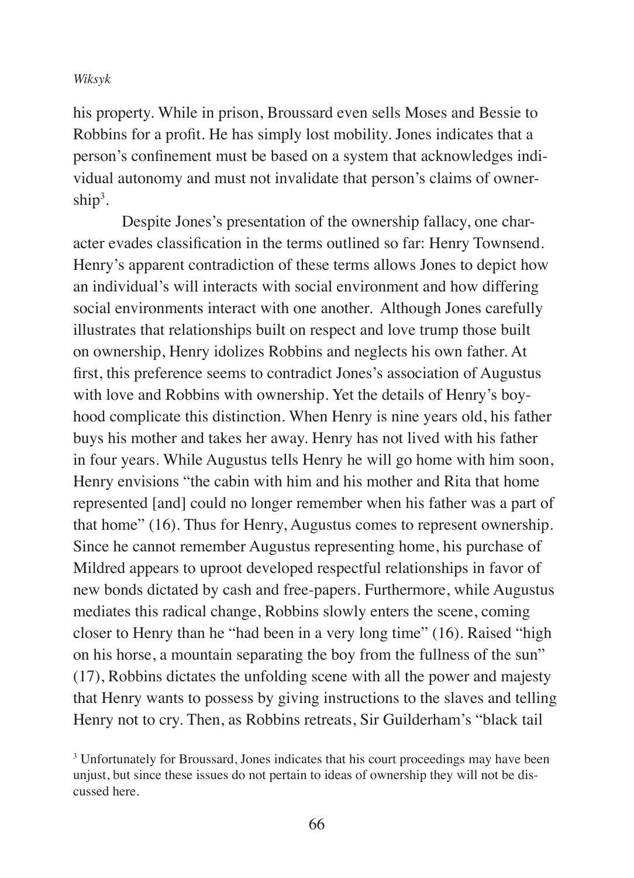his property. While in prison, Broussard even sells Moses and Bessie to Robbins for a profit. He has simply lost mobility. Jones indicates that a person's confinement must be based on a system that acknowledges individual autonomy and must not invalidate that person's claims of ownership[3].

Despite Jones's presentation of the ownership fallacy, one character evades classification in the terms outlined so far: Henry Townsend. Henry's apparent contradiction of these terms allows Jones to depict how an individual's will interacts with social environment and how differing social environments interact with one another. Although Jones carefully illustrates that relationships built on respect and love trump those built on ownership, Henry idolizes Robbins and neglects his own father. At first, this preference seems to contradict Jones's association of Augustus with love and Robbins with ownership. Yet the details of Henry's boyhood complicate this distinction. When Henry is nine years old, his father buys his mother and takes her away. Henry has not lived with his father in four years. While Augustus tells Henry he will go home with him soon, Henry envisions "the cabin with him and his mother and Rita that home represented [and] could no longer remember when his father was a part of that home" (16). Thus for Henry, Augustus comes to represent ownership. Since he cannot remember Augustus representing home, his purchase of Mildred appears to uproot developed respectful relationships in favor of new bonds dictated by cash and free-papers. Furthermore, while Augustus mediates this radical change, Robbins slowly enters the scene, coming closer to Henry than he "had been in a very long time" (16). Raised "high on his horse, a mountain separating the boy from the fullness of the sun" (17), Robbins dictates the unfolding scene with all the power and majesty that Henry wants to possess by giving instructions to the slaves and telling Henry not to cry. Then, as Robbins retreats, Sir Guilderham's "black tail

[3] Unfortunately for Broussard, Jones indicates that his court proceedings may have been unjust, but since these issues do not pertain to ideas of ownership they will not be discussed here.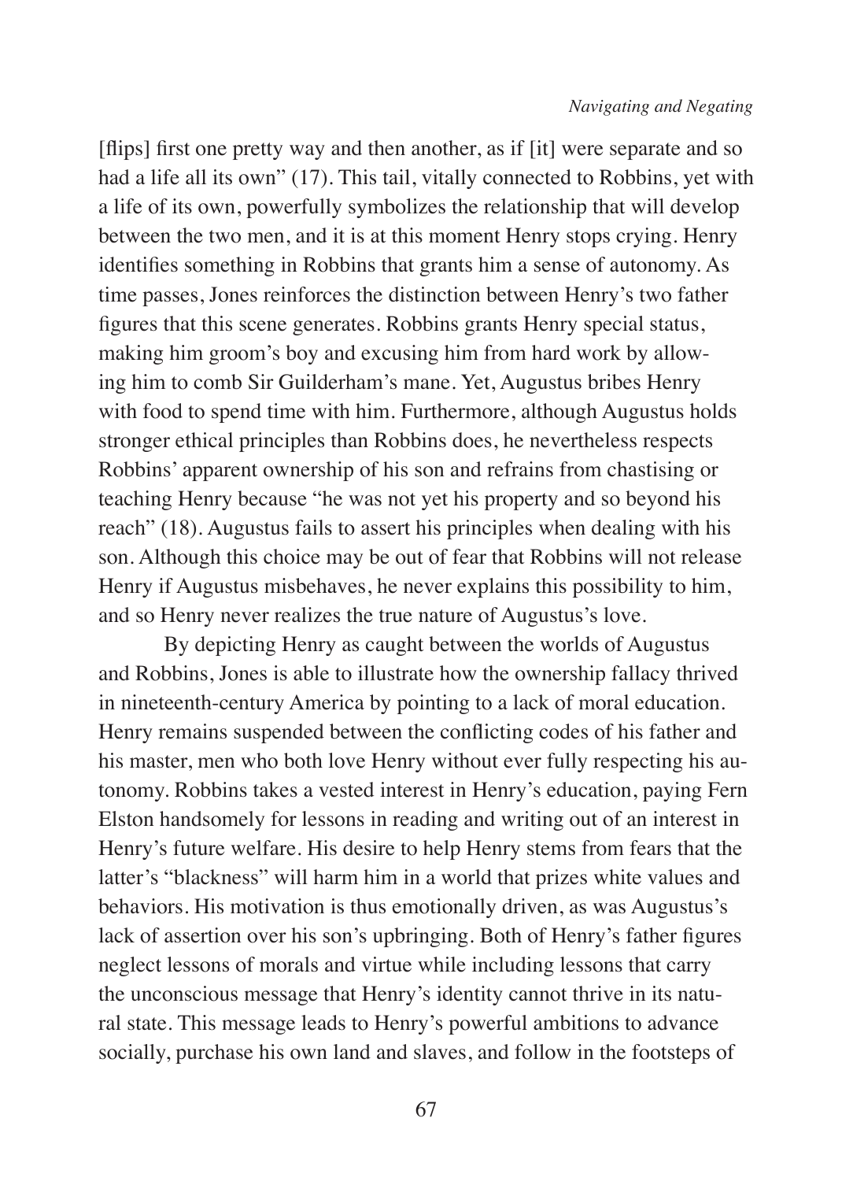[flips] first one pretty way and then another, as if [it] were separate and so had a life all its own" (17). This tail, vitally connected to Robbins, yet with a life of its own, powerfully symbolizes the relationship that will develop between the two men, and it is at this moment Henry stops crying. Henry identifies something in Robbins that grants him a sense of autonomy. As time passes, Jones reinforces the distinction between Henry's two father figures that this scene generates. Robbins grants Henry special status, making him groom's boy and excusing him from hard work by allowing him to comb Sir Guilderham's mane. Yet, Augustus bribes Henry with food to spend time with him. Furthermore, although Augustus holds stronger ethical principles than Robbins does, he nevertheless respects Robbins' apparent ownership of his son and refrains from chastising or teaching Henry because "he was not yet his property and so beyond his reach" (18). Augustus fails to assert his principles when dealing with his son. Although this choice may be out of fear that Robbins will not release Henry if Augustus misbehaves, he never explains this possibility to him, and so Henry never realizes the true nature of Augustus's love.

By depicting Henry as caught between the worlds of Augustus and Robbins, Jones is able to illustrate how the ownership fallacy thrived in nineteenth-century America by pointing to a lack of moral education. Henry remains suspended between the conflicting codes of his father and his master, men who both love Henry without ever fully respecting his autonomy. Robbins takes a vested interest in Henry's education, paying Fern Elston handsomely for lessons in reading and writing out of an interest in Henry's future welfare. His desire to help Henry stems from fears that the latter's "blackness" will harm him in a world that prizes white values and behaviors. His motivation is thus emotionally driven, as was Augustus's lack of assertion over his son's upbringing. Both of Henry's father figures neglect lessons of morals and virtue while including lessons that carry the unconscious message that Henry's identity cannot thrive in its natural state. This message leads to Henry's powerful ambitions to advance socially, purchase his own land and slaves, and follow in the footsteps of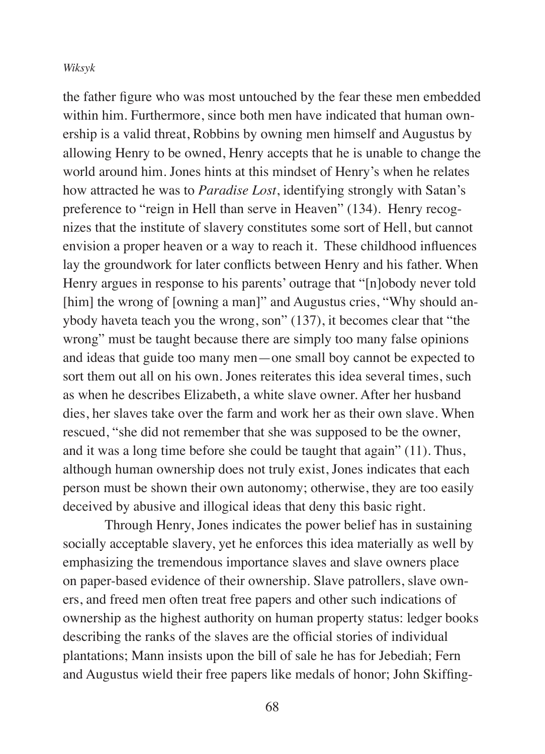the father figure who was most untouched by the fear these men embedded within him. Furthermore, since both men have indicated that human ownership is a valid threat, Robbins by owning men himself and Augustus by allowing Henry to be owned, Henry accepts that he is unable to change the world around him. Jones hints at this mindset of Henry's when he relates how attracted he was to *Paradise Lost*, identifying strongly with Satan's preference to "reign in Hell than serve in Heaven" (134). Henry recognizes that the institute of slavery constitutes some sort of Hell, but cannot envision a proper heaven or a way to reach it. These childhood influences lay the groundwork for later conflicts between Henry and his father. When Henry argues in response to his parents' outrage that "[n]obody never told [him] the wrong of [owning a man]" and Augustus cries, "Why should anybody haveta teach you the wrong, son" (137), it becomes clear that "the wrong" must be taught because there are simply too many false opinions and ideas that guide too many men—one small boy cannot be expected to sort them out all on his own. Jones reiterates this idea several times, such as when he describes Elizabeth, a white slave owner. After her husband dies, her slaves take over the farm and work her as their own slave. When rescued, "she did not remember that she was supposed to be the owner, and it was a long time before she could be taught that again" (11). Thus, although human ownership does not truly exist, Jones indicates that each person must be shown their own autonomy; otherwise, they are too easily deceived by abusive and illogical ideas that deny this basic right.

Through Henry, Jones indicates the power belief has in sustaining socially acceptable slavery, yet he enforces this idea materially as well by emphasizing the tremendous importance slaves and slave owners place on paper-based evidence of their ownership. Slave patrollers, slave owners, and freed men often treat free papers and other such indications of ownership as the highest authority on human property status: ledger books describing the ranks of the slaves are the official stories of individual plantations; Mann insists upon the bill of sale he has for Jebediah; Fern and Augustus wield their free papers like medals of honor; John Skiffing-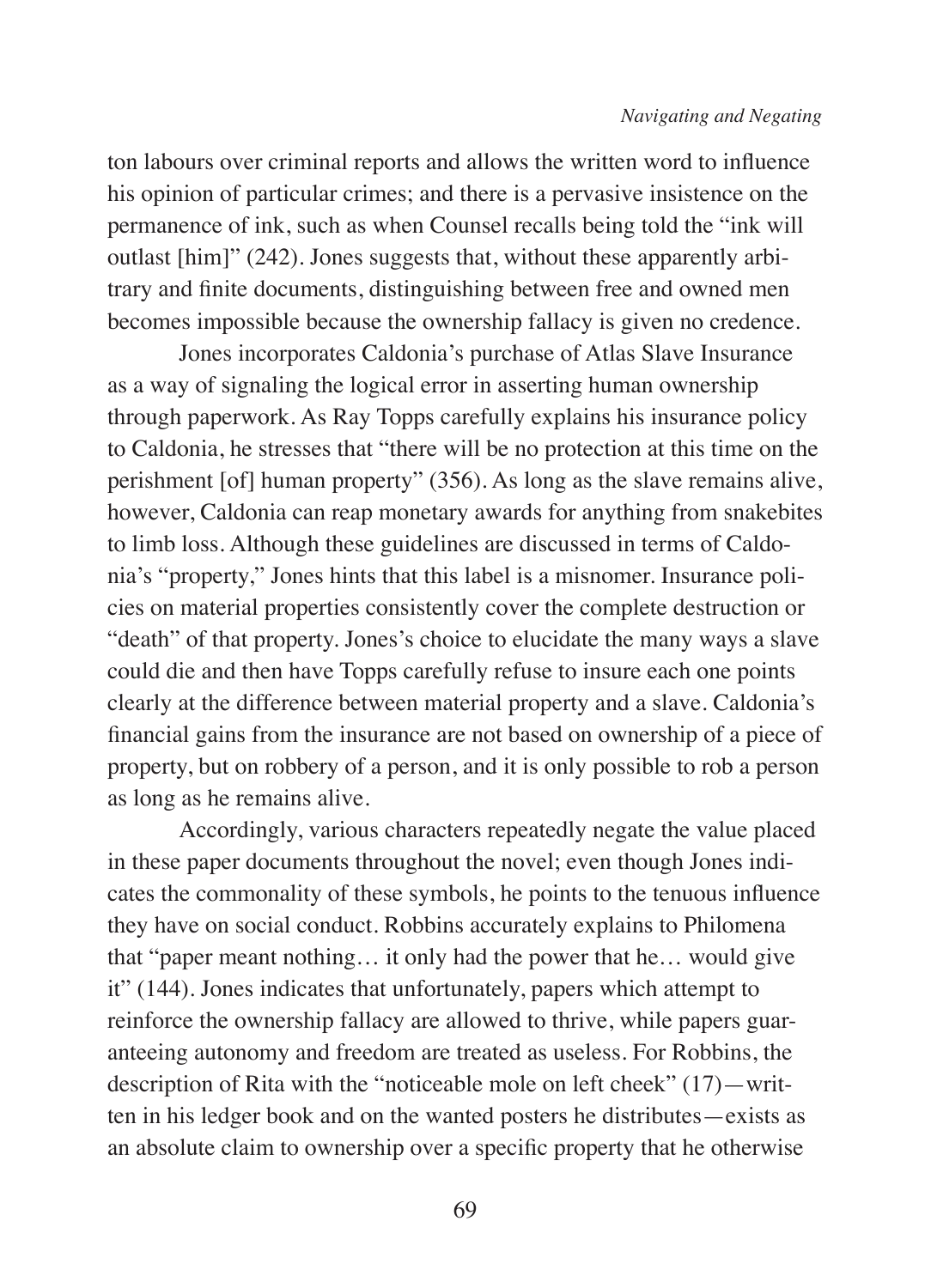ton labours over criminal reports and allows the written word to influence his opinion of particular crimes; and there is a pervasive insistence on the permanence of ink, such as when Counsel recalls being told the "ink will outlast [him]" (242). Jones suggests that, without these apparently arbitrary and finite documents, distinguishing between free and owned men becomes impossible because the ownership fallacy is given no credence.

Jones incorporates Caldonia's purchase of Atlas Slave Insurance as a way of signaling the logical error in asserting human ownership through paperwork. As Ray Topps carefully explains his insurance policy to Caldonia, he stresses that "there will be no protection at this time on the perishment [of] human property" (356). As long as the slave remains alive, however, Caldonia can reap monetary awards for anything from snakebites to limb loss. Although these guidelines are discussed in terms of Caldonia's "property," Jones hints that this label is a misnomer. Insurance policies on material properties consistently cover the complete destruction or "death" of that property. Jones's choice to elucidate the many ways a slave could die and then have Topps carefully refuse to insure each one points clearly at the difference between material property and a slave. Caldonia's financial gains from the insurance are not based on ownership of a piece of property, but on robbery of a person, and it is only possible to rob a person as long as he remains alive.

Accordingly, various characters repeatedly negate the value placed in these paper documents throughout the novel; even though Jones indicates the commonality of these symbols, he points to the tenuous influence they have on social conduct. Robbins accurately explains to Philomena that "paper meant nothing… it only had the power that he… would give it" (144). Jones indicates that unfortunately, papers which attempt to reinforce the ownership fallacy are allowed to thrive, while papers guaranteeing autonomy and freedom are treated as useless. For Robbins, the description of Rita with the "noticeable mole on left cheek" (17)—written in his ledger book and on the wanted posters he distributes—exists as an absolute claim to ownership over a specific property that he otherwise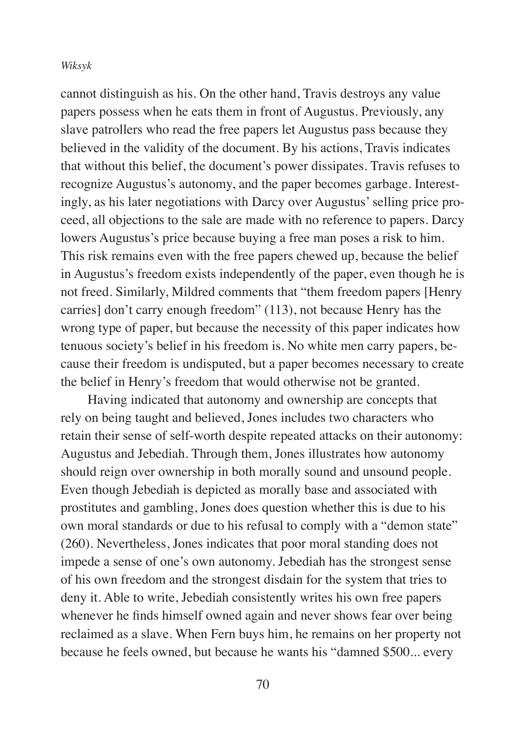cannot distinguish as his. On the other hand, Travis destroys any value papers possess when he eats them in front of Augustus. Previously, any slave patrollers who read the free papers let Augustus pass because they believed in the validity of the document. By his actions, Travis indicates that without this belief, the document's power dissipates. Travis refuses to recognize Augustus's autonomy, and the paper becomes garbage. Interestingly, as his later negotiations with Darcy over Augustus' selling price proceed, all objections to the sale are made with no reference to papers. Darcy lowers Augustus's price because buying a free man poses a risk to him. This risk remains even with the free papers chewed up, because the belief in Augustus's freedom exists independently of the paper, even though he is not freed. Similarly, Mildred comments that "them freedom papers [Henry carries] don't carry enough freedom" (113), not because Henry has the wrong type of paper, but because the necessity of this paper indicates how tenuous society's belief in his freedom is. No white men carry papers, because their freedom is undisputed, but a paper becomes necessary to create the belief in Henry's freedom that would otherwise not be granted.

Having indicated that autonomy and ownership are concepts that rely on being taught and believed, Jones includes two characters who retain their sense of self-worth despite repeated attacks on their autonomy: Augustus and Jebediah. Through them, Jones illustrates how autonomy should reign over ownership in both morally sound and unsound people. Even though Jebediah is depicted as morally base and associated with prostitutes and gambling, Jones does question whether this is due to his own moral standards or due to his refusal to comply with a "demon state" (260). Nevertheless, Jones indicates that poor moral standing does not impede a sense of one's own autonomy. Jebediah has the strongest sense of his own freedom and the strongest disdain for the system that tries to deny it. Able to write, Jebediah consistently writes his own free papers whenever he finds himself owned again and never shows fear over being reclaimed as a slave. When Fern buys him, he remains on her property not because he feels owned, but because he wants his "damned $500... every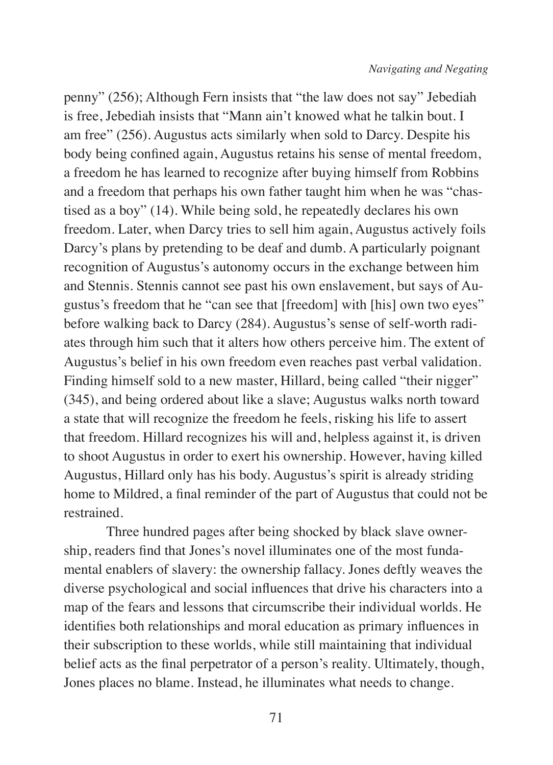penny" (256); Although Fern insists that "the law does not say" Jebediah is free, Jebediah insists that "Mann ain't knowed what he talkin bout. I am free" (256). Augustus acts similarly when sold to Darcy. Despite his body being confined again, Augustus retains his sense of mental freedom, a freedom he has learned to recognize after buying himself from Robbins and a freedom that perhaps his own father taught him when he was "chastised as a boy" (14). While being sold, he repeatedly declares his own freedom. Later, when Darcy tries to sell him again, Augustus actively foils Darcy's plans by pretending to be deaf and dumb. A particularly poignant recognition of Augustus's autonomy occurs in the exchange between him and Stennis. Stennis cannot see past his own enslavement, but says of Augustus's freedom that he "can see that [freedom] with [his] own two eyes" before walking back to Darcy (284). Augustus's sense of self-worth radiates through him such that it alters how others perceive him. The extent of Augustus's belief in his own freedom even reaches past verbal validation. Finding himself sold to a new master, Hillard, being called "their nigger" (345), and being ordered about like a slave; Augustus walks north toward a state that will recognize the freedom he feels, risking his life to assert that freedom. Hillard recognizes his will and, helpless against it, is driven to shoot Augustus in order to exert his ownership. However, having killed Augustus, Hillard only has his body. Augustus's spirit is already striding home to Mildred, a final reminder of the part of Augustus that could not be restrained.

Three hundred pages after being shocked by black slave ownership, readers find that Jones's novel illuminates one of the most fundamental enablers of slavery: the ownership fallacy. Jones deftly weaves the diverse psychological and social influences that drive his characters into a map of the fears and lessons that circumscribe their individual worlds. He identifies both relationships and moral education as primary influences in their subscription to these worlds, while still maintaining that individual belief acts as the final perpetrator of a person's reality. Ultimately, though, Jones places no blame. Instead, he illuminates what needs to change.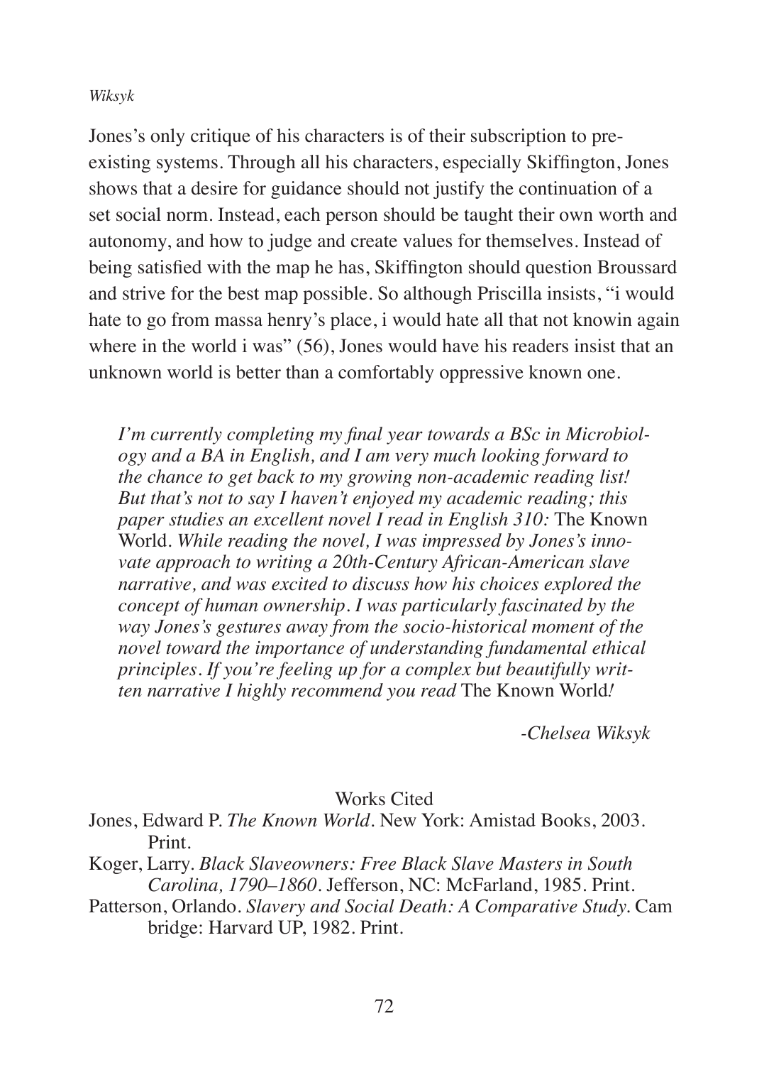Jones's only critique of his characters is of their subscription to pre-existing systems. Through all his characters, especially Skiffington, Jones shows that a desire for guidance should not justify the continuation of a set social norm. Instead, each person should be taught their own worth and autonomy, and how to judge and create values for themselves. Instead of being satisfied with the map he has, Skiffington should question Broussard and strive for the best map possible. So although Priscilla insists, "i would hate to go from massa henry's place, i would hate all that not knowin again where in the world i was" (56), Jones would have his readers insist that an unknown world is better than a comfortably oppressive known one.

> *I'm currently completing my final year towards a BSc in Microbiology and a BA in English, and I am very much looking forward to the chance to get back to my growing non-academic reading list! But that's not to say I haven't enjoyed my academic reading; this paper studies an excellent novel I read in English 310:* The Known World. *While reading the novel, I was impressed by Jones's innovate approach to writing a 20th-Century African-American slave narrative, and was excited to discuss how his choices explored the concept of human ownership. I was particularly fascinated by the way Jones's gestures away from the socio-historical moment of the novel toward the importance of understanding fundamental ethical principles. If you're feeling up for a complex but beautifully written narrative I highly recommend you read* The Known World*!*
>
> *-Chelsea Wiksyk*

## Works Cited

Jones, Edward P. *The Known World*. New York: Amistad Books, 2003. Print.

Koger, Larry. *Black Slaveowners: Free Black Slave Masters in South Carolina, 1790–1860*. Jefferson, NC: McFarland, 1985. Print.

Patterson, Orlando. *Slavery and Social Death: A Comparative Study*. Cambridge: Harvard UP, 1982. Print.